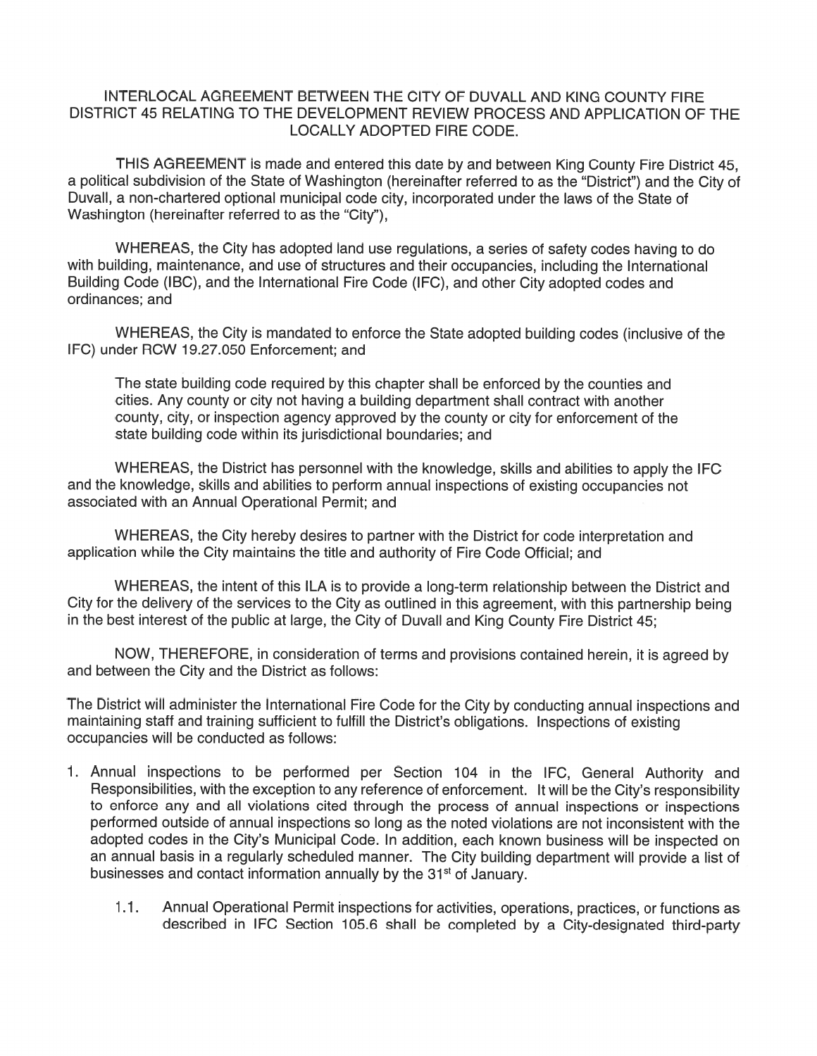# INTERLOCAL AGREEMENT BETWEEN THE CITY OF DUVALL AND KING COUNTY FIRE DISTRICT 45 RELATING TO THE DEVELOPMENT REVIEW PROCESS AND APPLICATION OF THE LOCALLY ADOPTED FIRE CODE.

THIS AGREEMENT is made and entered this date by and between King County Fire District 45, a political subdivision of the State of Washington (hereinafter referred to as the "District") and the City of Duvall, a non-chartered optional municipal code city, incorporated under the laws of the State of Washington (hereinafter referred to as the "City"),

WHEREAS, the City has adopted land use regulations, a series of safety codes having to do with building, maintenance, and use of structures and their occupancies, including the International Building Code (IBC), and the International Fire Code (IFC), and other City adopted codes and ordinances; and

WHEREAS, the City is mandated to enforce the State adopted building codes (inclusive of the IFC) under RCW 19.27.050 Enforcement; and

> The state building code required by this chapter shall be enforced by the counties and cities. Any county or city not having a building department shall contract with another county, city, or inspection agency approved by the county or city for enforcement of the state building code within its jurisdictional boundaries; and

WHEREAS, the District has personnel with the knowledge, skills and abilities to apply the IFC and the knowledge, skills and abilities to perform annual inspections of existing occupancies not associated with an Annual Operational Permit; and

WHEREAS, the City hereby desires to partner with the District for code interpretation and application while the City maintains the title and authority of Fire Code Official; and

WHEREAS, the intent of this ILA is to provide a long-term relationship between the District and City for the delivery of the services to the City as outlined in this agreement, with this partnership being in the best interest of the public at large, the City of Duvall and King County Fire District 45;

NOW, THEREFORE, in consideration of terms and provisions contained herein, it is agreed by and between the City and the District as follows:

The District will administer the International Fire Code for the City by conducting annual inspections and maintaining staff and training sufficient to fulfill the District's obligations. Inspections of existing occupancies will be conducted as follows:

1. Annual inspections to be performed per Section 104 in the IFC, General Authority and Responsibilities, with the exception to any reference of enforcement. It will be the City's responsibility to enforce any and all violations cited through the process of annual inspections or inspections performed outside of annual inspections so long as the noted violations are not inconsistent with the adopted codes in the City's Municipal Code. In addition, each known business will be inspected on an annual basis in a regularly scheduled manner. The City building department will provide a list of businesses and contact information annually by the 31st of January.

   1.1. Annual Operational Permit inspections for activities, operations, practices, or functions as described in IFC Section 105.6 shall be completed by a City-designated third-party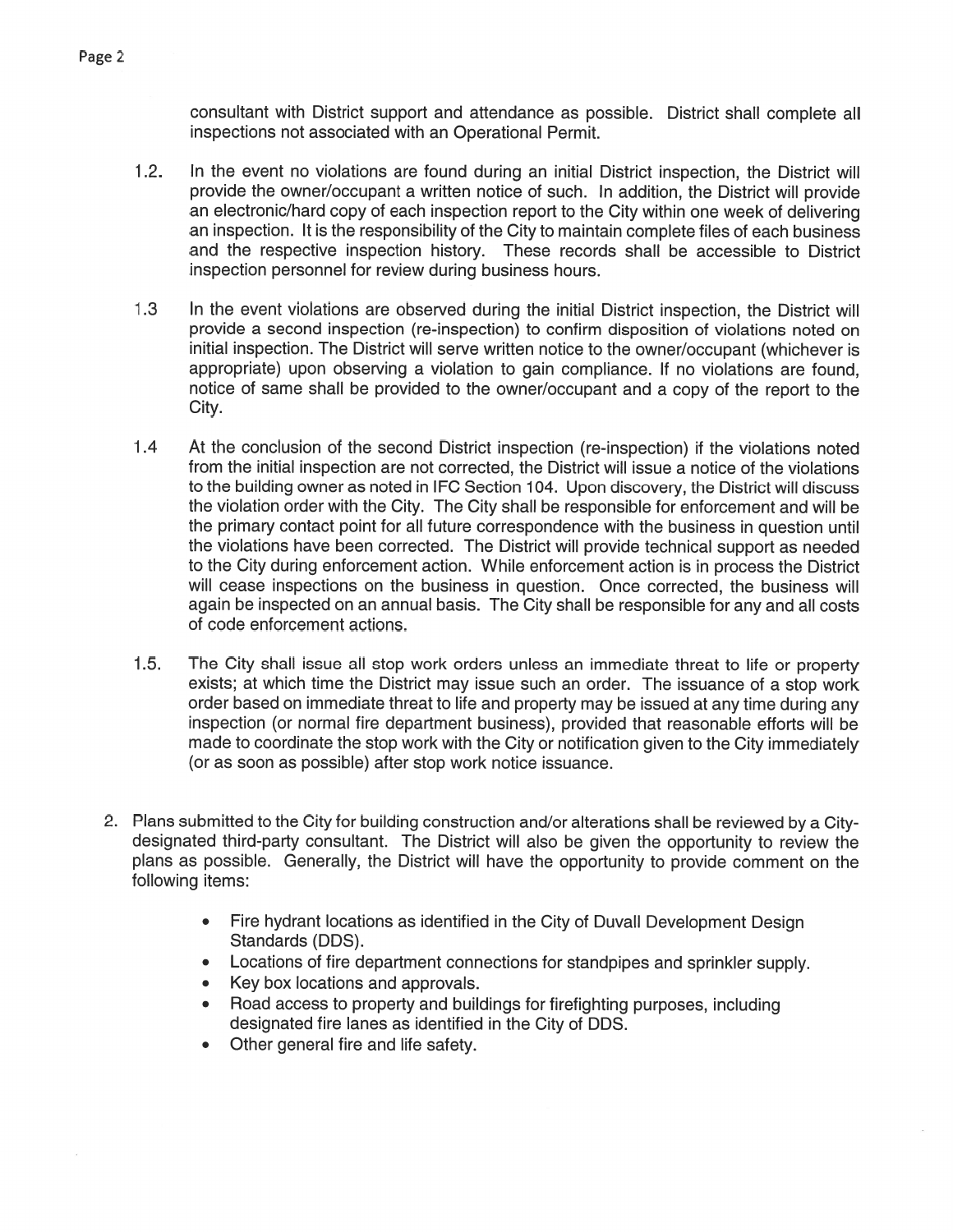consultant with District support and attendance as possible. District shall complete all inspections not associated with an Operational Permit.

1.2. In the event no violations are found during an initial District inspection, the District will provide the owner/occupant a written notice of such. In addition, the District will provide an electronic/hard copy of each inspection report to the City within one week of delivering an inspection. It is the responsibility of the City to maintain complete files of each business and the respective inspection history. These records shall be accessible to District inspection personnel for review during business hours.

1.3 In the event violations are observed during the initial District inspection, the District will provide a second inspection (re-inspection) to confirm disposition of violations noted on initial inspection. The District will serve written notice to the owner/occupant (whichever is appropriate) upon observing a violation to gain compliance. If no violations are found, notice of same shall be provided to the owner/occupant and a copy of the report to the City.

1.4 At the conclusion of the second District inspection (re-inspection) if the violations noted from the initial inspection are not corrected, the District will issue a notice of the violations to the building owner as noted in IFC Section 104. Upon discovery, the District will discuss the violation order with the City. The City shall be responsible for enforcement and will be the primary contact point for all future correspondence with the business in question until the violations have been corrected. The District will provide technical support as needed to the City during enforcement action. While enforcement action is in process the District will cease inspections on the business in question. Once corrected, the business will again be inspected on an annual basis. The City shall be responsible for any and all costs of code enforcement actions.

1.5. The City shall issue all stop work orders unless an immediate threat to life or property exists; at which time the District may issue such an order. The issuance of a stop work order based on immediate threat to life and property may be issued at any time during any inspection (or normal fire department business), provided that reasonable efforts will be made to coordinate the stop work with the City or notification given to the City immediately (or as soon as possible) after stop work notice issuance.

2. Plans submitted to the City for building construction and/or alterations shall be reviewed by a City-designated third-party consultant. The District will also be given the opportunity to review the plans as possible. Generally, the District will have the opportunity to provide comment on the following items:

   - Fire hydrant locations as identified in the City of Duvall Development Design Standards (DDS).
   - Locations of fire department connections for standpipes and sprinkler supply.
   - Key box locations and approvals.
   - Road access to property and buildings for firefighting purposes, including designated fire lanes as identified in the City of DDS.
   - Other general fire and life safety.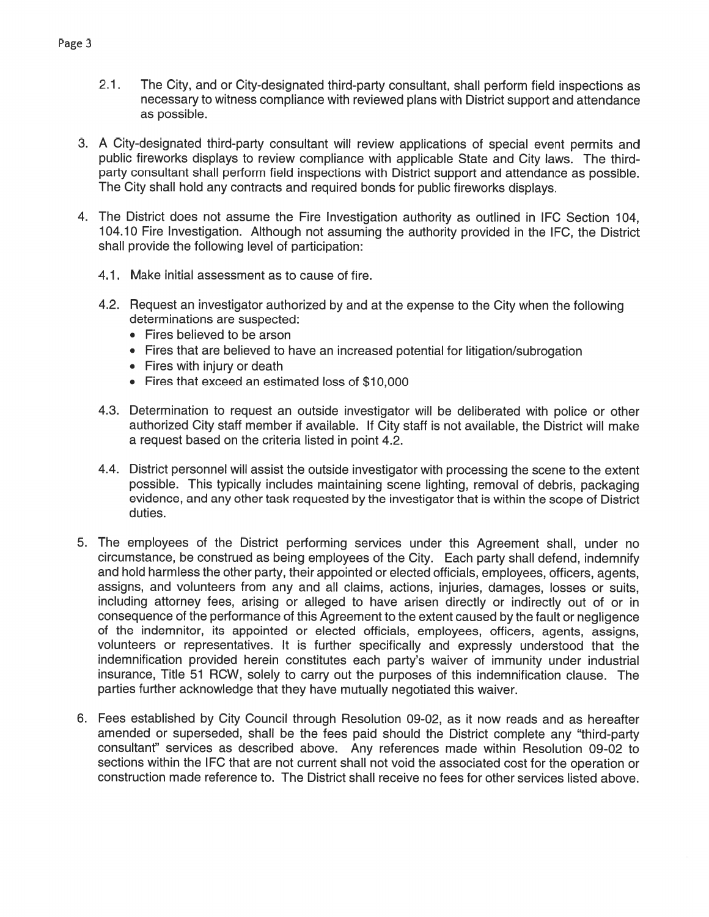2.1. The City, and or City-designated third-party consultant, shall perform field inspections as necessary to witness compliance with reviewed plans with District support and attendance as possible.

3. A City-designated third-party consultant will review applications of special event permits and public fireworks displays to review compliance with applicable State and City laws. The third-party consultant shall perform field inspections with District support and attendance as possible. The City shall hold any contracts and required bonds for public fireworks displays.

4. The District does not assume the Fire Investigation authority as outlined in IFC Section 104, 104.10 Fire Investigation. Although not assuming the authority provided in the IFC, the District shall provide the following level of participation:

   4.1. Make initial assessment as to cause of fire.

   4.2. Request an investigator authorized by and at the expense to the City when the following determinations are suspected:
   - Fires believed to be arson
   - Fires that are believed to have an increased potential for litigation/subrogation
   - Fires with injury or death
   - Fires that exceed an estimated loss of $10,000

   4.3. Determination to request an outside investigator will be deliberated with police or other authorized City staff member if available. If City staff is not available, the District will make a request based on the criteria listed in point 4.2.

   4.4. District personnel will assist the outside investigator with processing the scene to the extent possible. This typically includes maintaining scene lighting, removal of debris, packaging evidence, and any other task requested by the investigator that is within the scope of District duties.

5. The employees of the District performing services under this Agreement shall, under no circumstance, be construed as being employees of the City. Each party shall defend, indemnify and hold harmless the other party, their appointed or elected officials, employees, officers, agents, assigns, and volunteers from any and all claims, actions, injuries, damages, losses or suits, including attorney fees, arising or alleged to have arisen directly or indirectly out of or in consequence of the performance of this Agreement to the extent caused by the fault or negligence of the indemnitor, its appointed or elected officials, employees, officers, agents, assigns, volunteers or representatives. It is further specifically and expressly understood that the indemnification provided herein constitutes each party's waiver of immunity under industrial insurance, Title 51 RCW, solely to carry out the purposes of this indemnification clause. The parties further acknowledge that they have mutually negotiated this waiver.

6. Fees established by City Council through Resolution 09-02, as it now reads and as hereafter amended or superseded, shall be the fees paid should the District complete any "third-party consultant" services as described above. Any references made within Resolution 09-02 to sections within the IFC that are not current shall not void the associated cost for the operation or construction made reference to. The District shall receive no fees for other services listed above.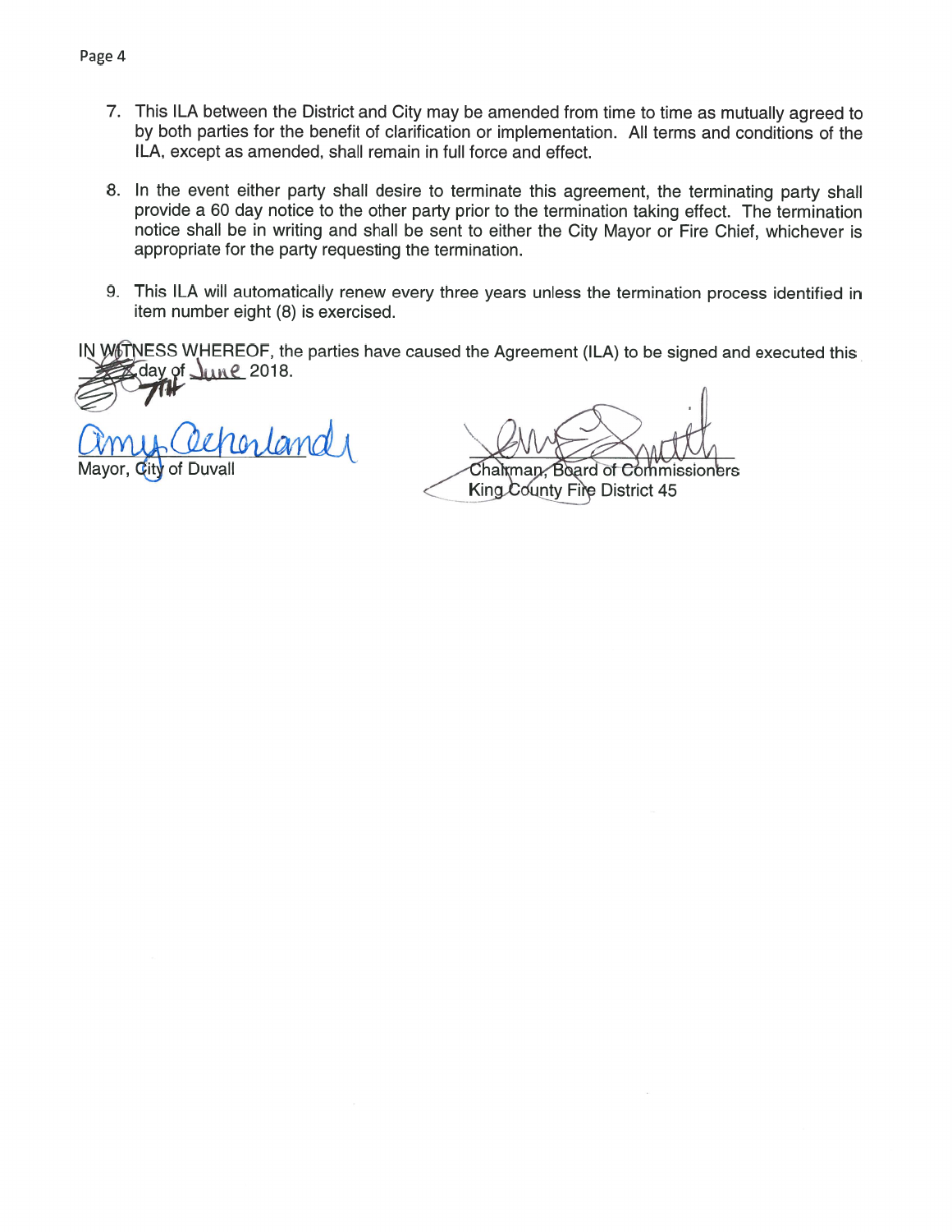7. This ILA between the District and City may be amended from time to time as mutually agreed to by both parties for the benefit of clarification or implementation. All terms and conditions of the ILA, except as amended, shall remain in full force and effect.

8. In the event either party shall desire to terminate this agreement, the terminating party shall provide a 60 day notice to the other party prior to the termination taking effect. The termination notice shall be in writing and shall be sent to either the City Mayor or Fire Chief, whichever is appropriate for the party requesting the termination.

9. This ILA will automatically renew every three years unless the termination process identified in item number eight (8) is exercised.

IN WITNESS WHEREOF, the parties have caused the Agreement (ILA) to be signed and executed this 7th day of June 2018.

Amy Ockerlander
Mayor, City of Duvall

Chairman, Board of Commissioners
King County Fire District 45